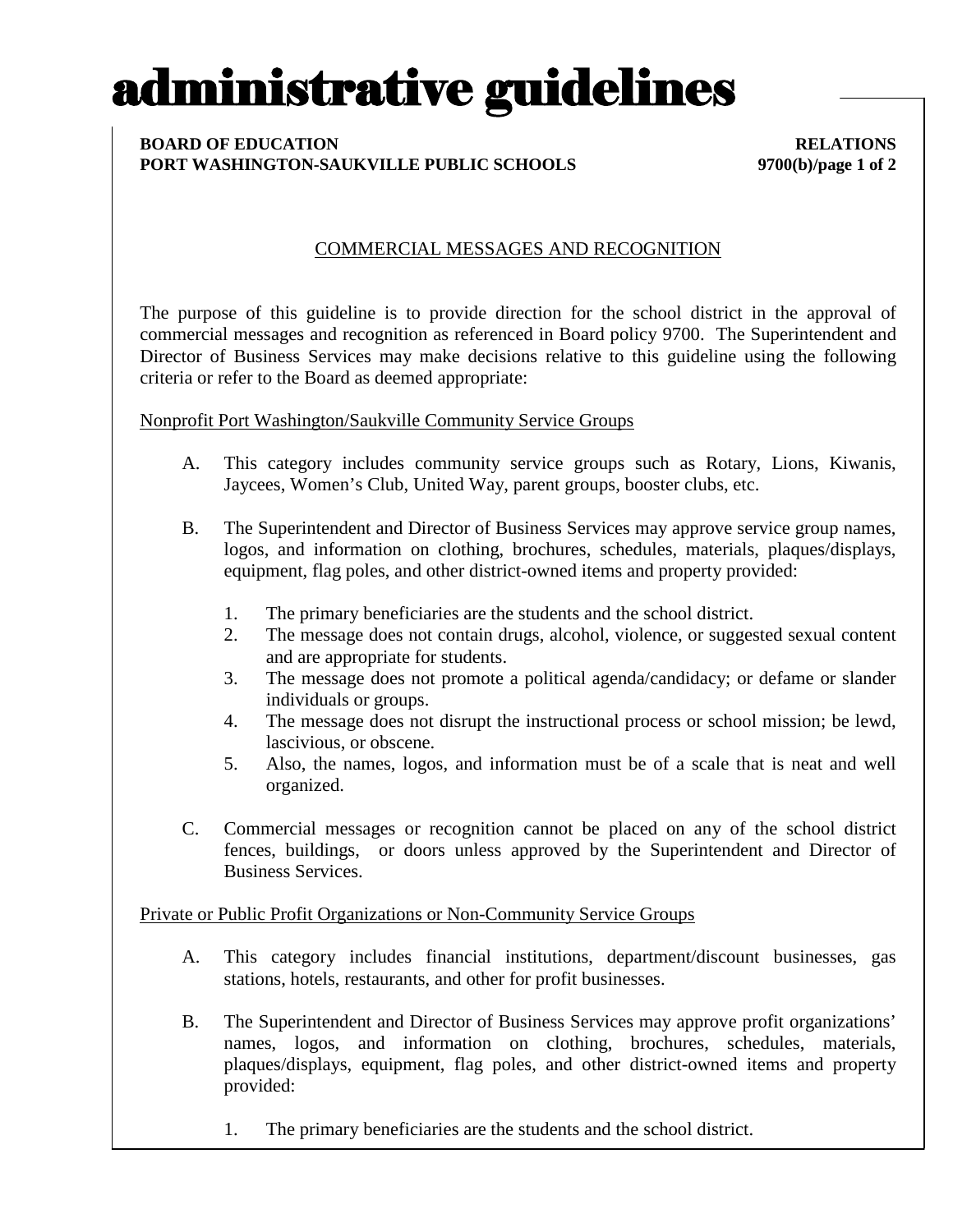# administrative guidelines

**BOARD OF EDUCATION** **RELATIONS**
**PORT WASHINGTON-SAUKVILLE PUBLIC SCHOOLS** **9700(b)**

## COMMERCIAL MESSAGES AND RECOGNITION

The purpose of this guideline is to provide direction for the school district in the approval of commercial messages and recognition as referenced in Board policy 9700. The Superintendent and Director of Business Services may make decisions relative to this guideline using the following criteria or refer to the Board as deemed appropriate:

### Nonprofit Port Washington/Saukville Community Service Groups

A. This category includes community service groups such as Rotary, Lions, Kiwanis, Jaycees, Women's Club, United Way, parent groups, booster clubs, etc.

B. The Superintendent and Director of Business Services may approve service group names, logos, and information on clothing, brochures, schedules, materials, plaques/displays, equipment, flag poles, and other district-owned items and property provided:

   1. The primary beneficiaries are the students and the school district.
   2. The message does not contain drugs, alcohol, violence, or suggested sexual content and are appropriate for students.
   3. The message does not promote a political agenda/candidacy; or defame or slander individuals or groups.
   4. The message does not disrupt the instructional process or school mission; be lewd, lascivious, or obscene.
   5. Also, the names, logos, and information must be of a scale that is neat and well organized.

C. Commercial messages or recognition cannot be placed on any of the school district fences, buildings, or doors unless approved by the Superintendent and Director of Business Services.

### Private or Public Profit Organizations or Non-Community Service Groups

A. This category includes financial institutions, department/discount businesses, gas stations, hotels, restaurants, and other for profit businesses.

B. The Superintendent and Director of Business Services may approve profit organizations' names, logos, and information on clothing, brochures, schedules, materials, plaques/displays, equipment, flag poles, and other district-owned items and property provided:

   1. The primary beneficiaries are the students and the school district.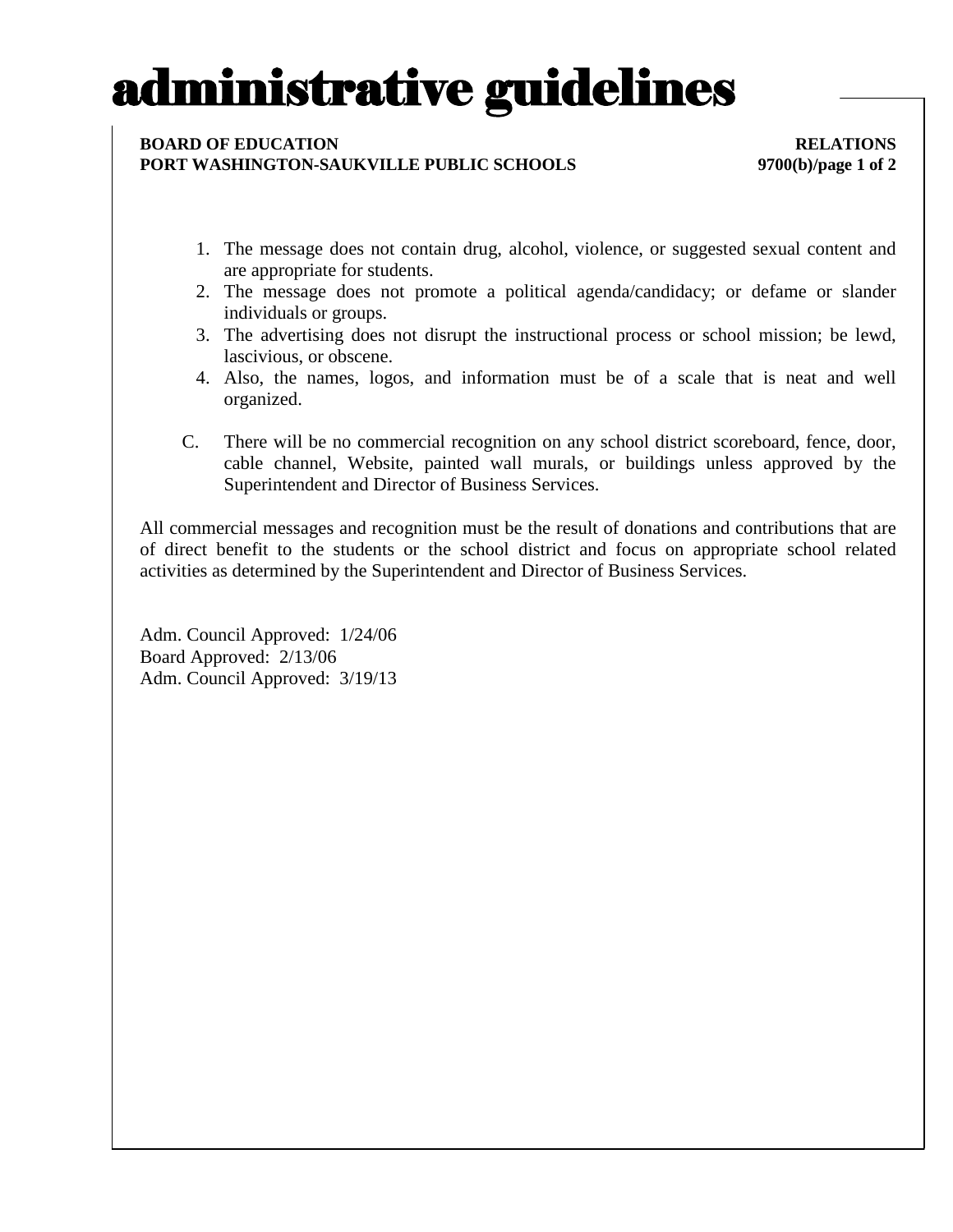1. The message does not contain drug, alcohol, violence, or suggested sexual content and are appropriate for students.
2. The message does not promote a political agenda/candidacy; or defame or slander individuals or groups.
3. The advertising does not disrupt the instructional process or school mission; be lewd, lascivious, or obscene.
4. Also, the names, logos, and information must be of a scale that is neat and well organized.

C. There will be no commercial recognition on any school district scoreboard, fence, door, cable channel, Website, painted wall murals, or buildings unless approved by the Superintendent and Director of Business Services.

All commercial messages and recognition must be the result of donations and contributions that are of direct benefit to the students or the school district and focus on appropriate school related activities as determined by the Superintendent and Director of Business Services.

Adm. Council Approved: 1/24/06
Board Approved: 2/13/06
Adm. Council Approved: 3/19/13